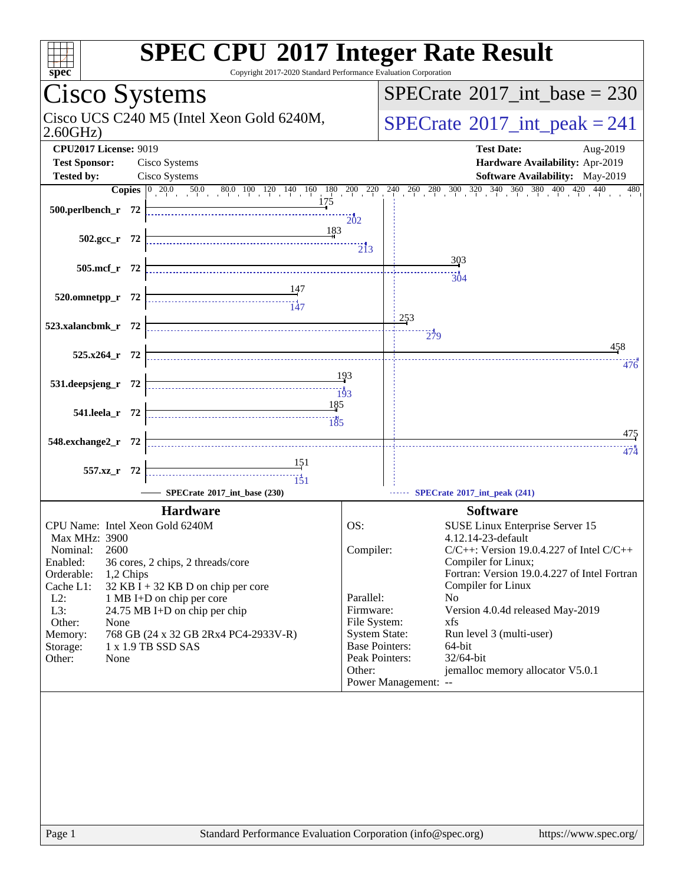# SPEC CPU 2017 Integer Rate Result

Copyright 2017-2020 Standard Performance Evaluation Corporation

## Cisco Systems

Cisco UCS C240 M5 (Intel Xeon Gold 6240M, 2.60GHz)

SPECrate 2017_int_base = 230

SPECrate 2017_int_peak = 241

**CPU2017 License:** 9019
**Test Sponsor:** Cisco Systems
**Tested by:** Cisco Systems

**Test Date:** Aug-2019
**Hardware Availability:** Apr-2019
**Software Availability:** May-2019

| Benchmark | Copies | Base | Peak |
|---|---|---|---|
| 500.perlbench_r | 72 | 175 | 202 |
| 502.gcc_r | 72 | 183 | 213 |
| 505.mcf_r | 72 | 303 | 304 |
| 520.omnetpp_r | 72 | 147 | 147 |
| 523.xalancbmk_r | 72 | 253 | 279 |
| 525.x264_r | 72 | 458 | 476 |
| 531.deepsjeng_r | 72 | 193 | 193 |
| 541.leela_r | 72 | 185 | 185 |
| 548.exchange2_r | 72 | 475 | 474 |
| 557.xz_r | 72 | 151 | 151 |

SPECrate 2017_int_base (230) — SPECrate 2017_int_peak (241)

### Hardware

| | |
|---|---|
| CPU Name: | Intel Xeon Gold 6240M |
| Max MHz: | 3900 |
| Nominal: | 2600 |
| Enabled: | 36 cores, 2 chips, 2 threads/core |
| Orderable: | 1,2 Chips |
| Cache L1: | 32 KB I + 32 KB D on chip per core |
| L2: | 1 MB I+D on chip per core |
| L3: | 24.75 MB I+D on chip per chip |
| Other: | None |
| Memory: | 768 GB (24 x 32 GB 2Rx4 PC4-2933V-R) |
| Storage: | 1 x 1.9 TB SSD SAS |
| Other: | None |

### Software

| | |
|---|---|
| OS: | SUSE Linux Enterprise Server 15 4.12.14-23-default |
| Compiler: | C/C++: Version 19.0.4.227 of Intel C/C++ Compiler for Linux; Fortran: Version 19.0.4.227 of Intel Fortran Compiler for Linux |
| Parallel: | No |
| Firmware: | Version 4.0.4d released May-2019 |
| File System: | xfs |
| System State: | Run level 3 (multi-user) |
| Base Pointers: | 64-bit |
| Peak Pointers: | 32/64-bit |
| Other: | jemalloc memory allocator V5.0.1 |
| Power Management: | -- |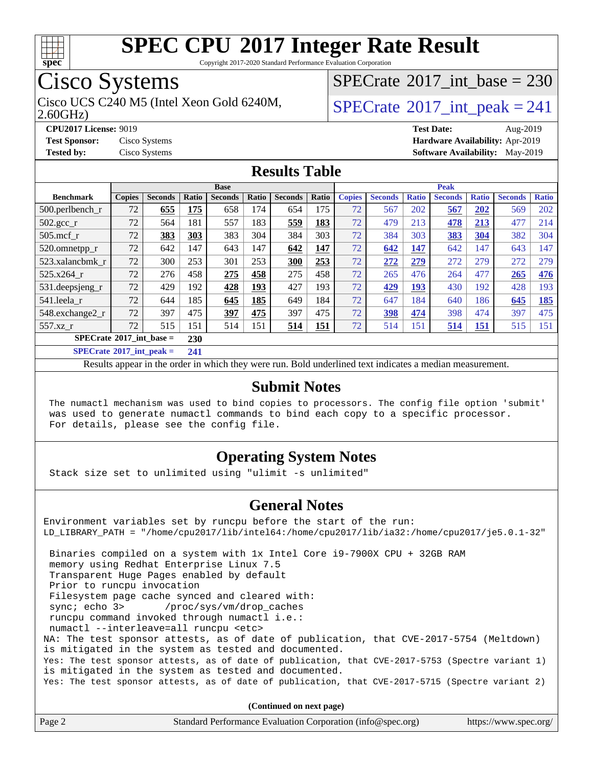# SPEC CPU 2017 Integer Rate Result

Copyright 2017-2020 Standard Performance Evaluation Corporation

## Cisco Systems

Cisco UCS C240 M5 (Intel Xeon Gold 6240M, 2.60GHz)

SPECrate 2017_int_base = 230

SPECrate 2017_int_peak = 241

**CPU2017 License:** 9019
**Test Sponsor:** Cisco Systems
**Tested by:** Cisco Systems

**Test Date:** Aug-2019
**Hardware Availability:** Apr-2019
**Software Availability:** May-2019

## Results Table

| Benchmark | Base | | | | | | | Peak | | | | | | |
|---|---|---|---|---|---|---|---|---|---|---|---|---|---|---|
| | Copies | Seconds | Ratio | Seconds | Ratio | Seconds | Ratio | Copies | Seconds | Ratio | Seconds | Ratio | Seconds | Ratio |
| 500.perlbench_r | 72 | **655** | **175** | 658 | 174 | 654 | 175 | 72 | 567 | 202 | **567** | **202** | 569 | 202 |
| 502.gcc_r | 72 | 564 | 181 | 557 | 183 | **559** | **183** | 72 | 479 | 213 | **478** | **213** | 477 | 214 |
| 505.mcf_r | 72 | **383** | **303** | 383 | 304 | 384 | 303 | 72 | 384 | 303 | **383** | **304** | 382 | 304 |
| 520.omnetpp_r | 72 | 642 | 147 | 643 | 147 | **642** | **147** | 72 | **642** | **147** | 642 | 147 | 643 | 147 |
| 523.xalancbmk_r | 72 | 300 | 253 | 301 | 253 | **300** | **253** | 72 | **272** | **279** | 272 | 279 | 272 | 279 |
| 525.x264_r | 72 | 276 | 458 | **275** | **458** | 275 | 458 | 72 | 265 | 476 | 264 | 477 | **265** | **476** |
| 531.deepsjeng_r | 72 | 429 | 192 | **428** | **193** | 427 | 193 | 72 | **429** | **193** | 430 | 192 | 428 | 193 |
| 541.leela_r | 72 | 644 | 185 | **645** | **185** | 649 | 184 | 72 | 647 | 184 | 640 | 186 | **645** | **185** |
| 548.exchange2_r | 72 | 397 | 475 | **397** | **475** | 397 | 475 | 72 | **398** | **474** | 398 | 474 | 397 | 475 |
| 557.xz_r | 72 | 515 | 151 | 514 | 151 | **514** | **151** | 72 | 514 | 151 | **514** | **151** | 515 | 151 |

SPECrate 2017_int_base = 230

SPECrate 2017_int_peak = 241

Results appear in the order in which they were run. Bold underlined text indicates a median measurement.

## Submit Notes

```
The numactl mechanism was used to bind copies to processors. The config file option 'submit'
was used to generate numactl commands to bind each copy to a specific processor.
For details, please see the config file.
```

## Operating System Notes

```
Stack size set to unlimited using "ulimit -s unlimited"
```

## General Notes

```
Environment variables set by runcpu before the start of the run:
LD_LIBRARY_PATH = "/home/cpu2017/lib/intel64:/home/cpu2017/lib/ia32:/home/cpu2017/je5.0.1-32"

 Binaries compiled on a system with 1x Intel Core i9-7900X CPU + 32GB RAM
 memory using Redhat Enterprise Linux 7.5
 Transparent Huge Pages enabled by default
 Prior to runcpu invocation
 Filesystem page cache synced and cleared with:
 sync; echo 3>       /proc/sys/vm/drop_caches
 runcpu command invoked through numactl i.e.:
 numactl --interleave=all runcpu <etc>
NA: The test sponsor attests, as of date of publication, that CVE-2017-5754 (Meltdown)
is mitigated in the system as tested and documented.
Yes: The test sponsor attests, as of date of publication, that CVE-2017-5753 (Spectre variant 1)
is mitigated in the system as tested and documented.
Yes: The test sponsor attests, as of date of publication, that CVE-2017-5715 (Spectre variant 2)
```

(Continued on next page)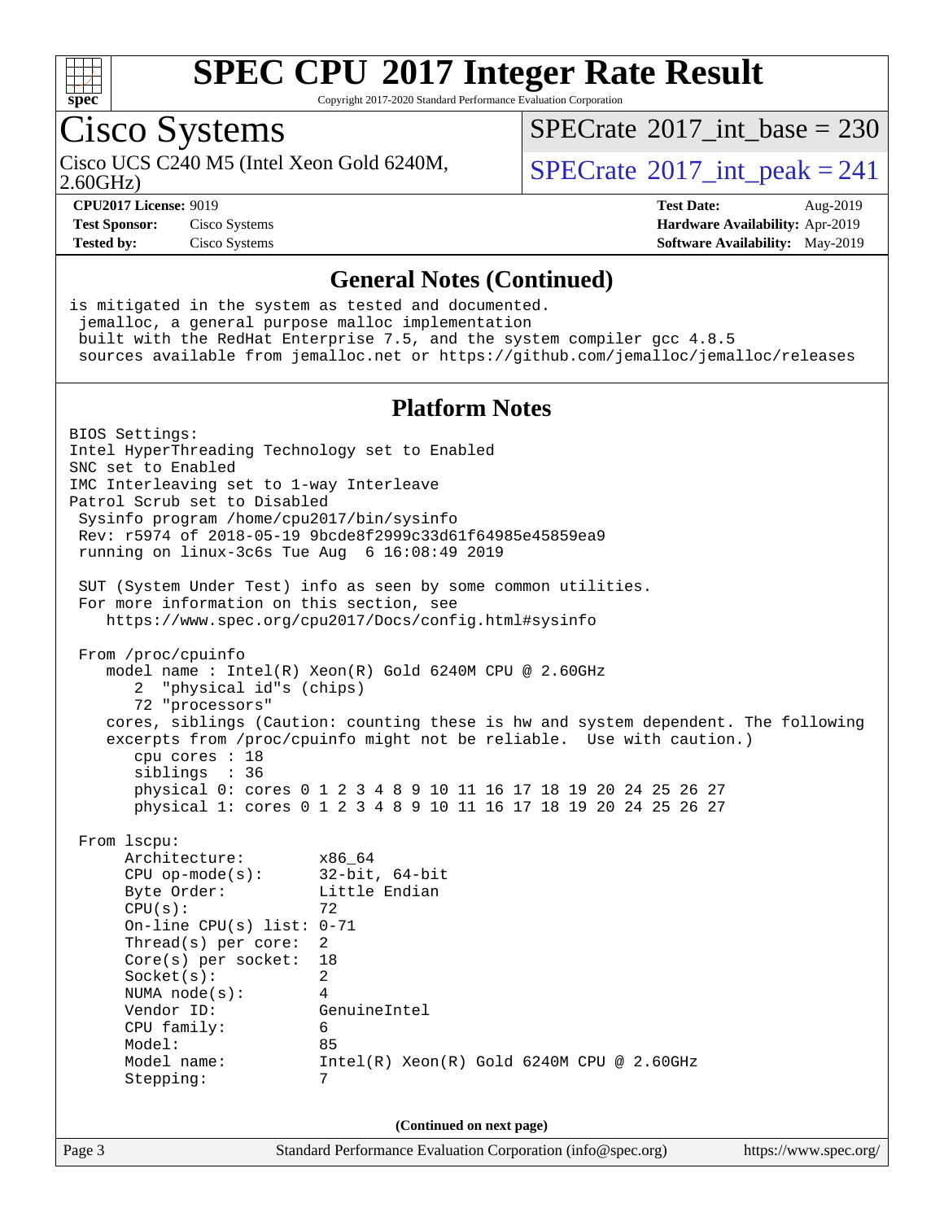# SPEC CPU 2017 Integer Rate Result

Copyright 2017-2020 Standard Performance Evaluation Corporation

## Cisco Systems

Cisco UCS C240 M5 (Intel Xeon Gold 6240M, 2.60GHz)

SPECrate 2017_int_base = 230

SPECrate 2017_int_peak = 241

**CPU2017 License:** 9019
**Test Sponsor:** Cisco Systems
**Tested by:** Cisco Systems

**Test Date:** Aug-2019
**Hardware Availability:** Apr-2019
**Software Availability:** May-2019

### General Notes (Continued)

```
is mitigated in the system as tested and documented.
 jemalloc, a general purpose malloc implementation
 built with the RedHat Enterprise 7.5, and the system compiler gcc 4.8.5
 sources available from jemalloc.net or https://github.com/jemalloc/jemalloc/releases
```

### Platform Notes

```
BIOS Settings:
Intel HyperThreading Technology set to Enabled
SNC set to Enabled
IMC Interleaving set to 1-way Interleave
Patrol Scrub set to Disabled
 Sysinfo program /home/cpu2017/bin/sysinfo
 Rev: r5974 of 2018-05-19 9bcde8f2999c33d61f64985e45859ea9
 running on linux-3c6s Tue Aug  6 16:08:49 2019

 SUT (System Under Test) info as seen by some common utilities.
 For more information on this section, see
    https://www.spec.org/cpu2017/Docs/config.html#sysinfo

 From /proc/cpuinfo
    model name : Intel(R) Xeon(R) Gold 6240M CPU @ 2.60GHz
       2  "physical id"s (chips)
       72 "processors"
    cores, siblings (Caution: counting these is hw and system dependent. The following
    excerpts from /proc/cpuinfo might not be reliable.  Use with caution.)
       cpu cores : 18
       siblings  : 36
       physical 0: cores 0 1 2 3 4 8 9 10 11 16 17 18 19 20 24 25 26 27
       physical 1: cores 0 1 2 3 4 8 9 10 11 16 17 18 19 20 24 25 26 27

 From lscpu:
      Architecture:          x86_64
      CPU op-mode(s):        32-bit, 64-bit
      Byte Order:            Little Endian
      CPU(s):                72
      On-line CPU(s) list:   0-71
      Thread(s) per core:    2
      Core(s) per socket:    18
      Socket(s):             2
      NUMA node(s):          4
      Vendor ID:             GenuineIntel
      CPU family:            6
      Model:                 85
      Model name:            Intel(R) Xeon(R) Gold 6240M CPU @ 2.60GHz
      Stepping:              7
```

(Continued on next page)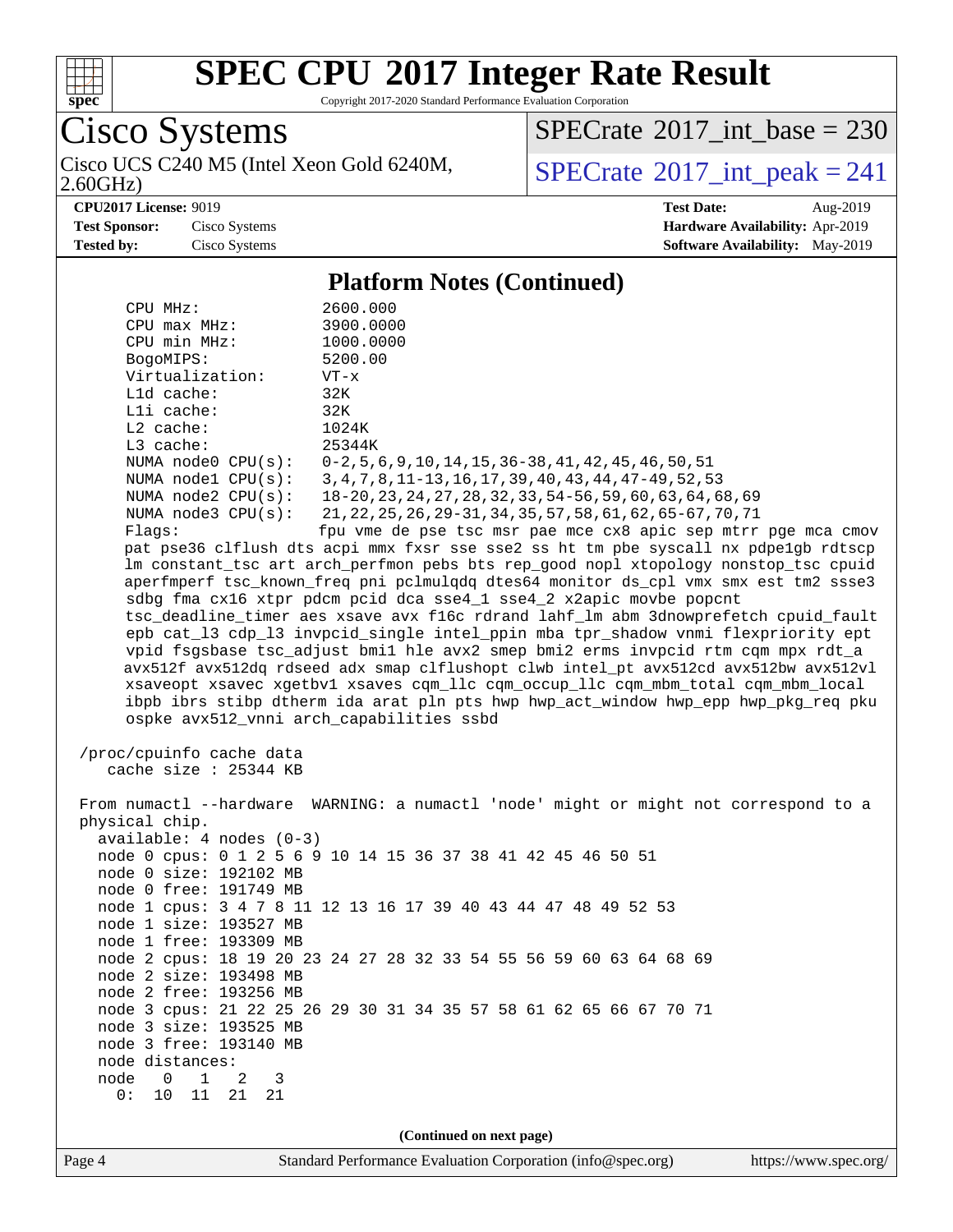# SPEC CPU 2017 Integer Rate Result

Copyright 2017-2020 Standard Performance Evaluation Corporation

## Cisco Systems

Cisco UCS C240 M5 (Intel Xeon Gold 6240M, 2.60GHz)

SPECrate 2017_int_base = 230

SPECrate 2017_int_peak = 241

| | | | |
|---|---|---|---|
| **CPU2017 License:** | 9019 | **Test Date:** | Aug-2019 |
| **Test Sponsor:** | Cisco Systems | **Hardware Availability:** | Apr-2019 |
| **Tested by:** | Cisco Systems | **Software Availability:** | May-2019 |

### Platform Notes (Continued)

```
    CPU MHz:               2600.000
    CPU max MHz:           3900.0000
    CPU min MHz:           1000.0000
    BogoMIPS:              5200.00
    Virtualization:        VT-x
    L1d cache:             32K
    L1i cache:             32K
    L2 cache:              1024K
    L3 cache:              25344K
    NUMA node0 CPU(s):     0-2,5,6,9,10,14,15,36-38,41,42,45,46,50,51
    NUMA node1 CPU(s):     3,4,7,8,11-13,16,17,39,40,43,44,47-49,52,53
    NUMA node2 CPU(s):     18-20,23,24,27,28,32,33,54-56,59,60,63,64,68,69
    NUMA node3 CPU(s):     21,22,25,26,29-31,34,35,57,58,61,62,65-67,70,71
    Flags:                 fpu vme de pse tsc msr pae mce cx8 apic sep mtrr pge mca cmov
    pat pse36 clflush dts acpi mmx fxsr sse sse2 ss ht tm pbe syscall nx pdpe1gb rdtscp
    lm constant_tsc art arch_perfmon pebs bts rep_good nopl xtopology nonstop_tsc cpuid
    aperfmperf tsc_known_freq pni pclmulqdq dtes64 monitor ds_cpl vmx smx est tm2 ssse3
    sdbg fma cx16 xtpr pdcm pcid dca sse4_1 sse4_2 x2apic movbe popcnt
    tsc_deadline_timer aes xsave avx f16c rdrand lahf_lm abm 3dnowprefetch cpuid_fault
    epb cat_l3 cdp_l3 invpcid_single intel_ppin mba tpr_shadow vnmi flexpriority ept
    vpid fsgsbase tsc_adjust bmi1 hle avx2 smep bmi2 erms invpcid rtm cqm mpx rdt_a
    avx512f avx512dq rdseed adx smap clflushopt clwb intel_pt avx512cd avx512bw avx512vl
    xsaveopt xsavec xgetbv1 xsaves cqm_llc cqm_occup_llc cqm_mbm_total cqm_mbm_local
    ibpb ibrs stibp dtherm ida arat pln pts hwp hwp_act_window hwp_epp hwp_pkg_req pku
    ospke avx512_vnni arch_capabilities ssbd

 /proc/cpuinfo cache data
    cache size : 25344 KB

 From numactl --hardware  WARNING: a numactl 'node' might or might not correspond to a
 physical chip.
   available: 4 nodes (0-3)
   node 0 cpus: 0 1 2 5 6 9 10 14 15 36 37 38 41 42 45 46 50 51
   node 0 size: 192102 MB
   node 0 free: 191749 MB
   node 1 cpus: 3 4 7 8 11 12 13 16 17 39 40 43 44 47 48 49 52 53
   node 1 size: 193527 MB
   node 1 free: 193309 MB
   node 2 cpus: 18 19 20 23 24 27 28 32 33 54 55 56 59 60 63 64 68 69
   node 2 size: 193498 MB
   node 2 free: 193256 MB
   node 3 cpus: 21 22 25 26 29 30 31 34 35 57 58 61 62 65 66 67 70 71
   node 3 size: 193525 MB
   node 3 free: 193140 MB
   node distances:
   node   0   1   2   3
     0:  10  11  21  21
```

(Continued on next page)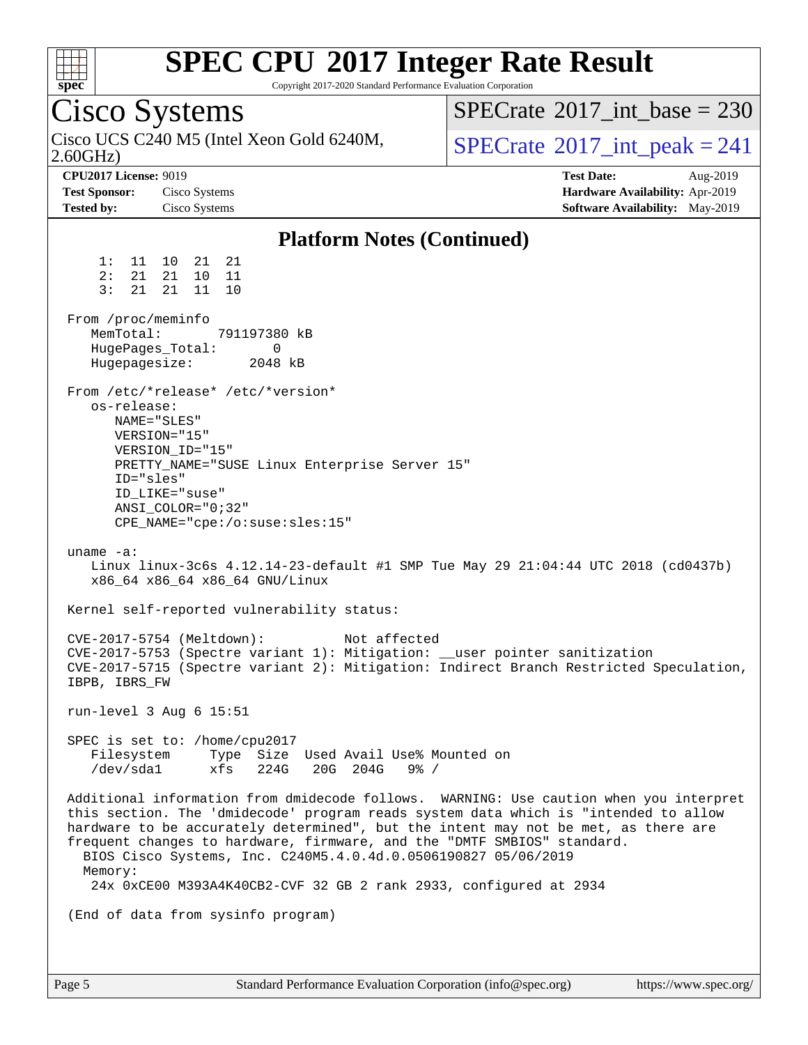# SPEC CPU 2017 Integer Rate Result

Copyright 2017-2020 Standard Performance Evaluation Corporation

## Cisco Systems

Cisco UCS C240 M5 (Intel Xeon Gold 6240M, 2.60GHz)

SPECrate 2017_int_base = 230

SPECrate 2017_int_peak = 241

**CPU2017 License:** 9019
**Test Sponsor:** Cisco Systems
**Tested by:** Cisco Systems

**Test Date:** Aug-2019
**Hardware Availability:** Apr-2019
**Software Availability:** May-2019

### Platform Notes (Continued)

```
     1:  11  10  21  21
     2:  21  21  10  11
     3:  21  21  11  10

 From /proc/meminfo
    MemTotal:       791197380 kB
    HugePages_Total:       0
    Hugepagesize:       2048 kB

 From /etc/*release* /etc/*version*
    os-release:
       NAME="SLES"
       VERSION="15"
       VERSION_ID="15"
       PRETTY_NAME="SUSE Linux Enterprise Server 15"
       ID="sles"
       ID_LIKE="suse"
       ANSI_COLOR="0;32"
       CPE_NAME="cpe:/o:suse:sles:15"

 uname -a:
    Linux linux-3c6s 4.12.14-23-default #1 SMP Tue May 29 21:04:44 UTC 2018 (cd0437b)
    x86_64 x86_64 x86_64 GNU/Linux

 Kernel self-reported vulnerability status:

 CVE-2017-5754 (Meltdown):          Not affected
 CVE-2017-5753 (Spectre variant 1): Mitigation: __user pointer sanitization
 CVE-2017-5715 (Spectre variant 2): Mitigation: Indirect Branch Restricted Speculation,
 IBPB, IBRS_FW

 run-level 3 Aug 6 15:51

 SPEC is set to: /home/cpu2017
    Filesystem     Type  Size  Used Avail Use% Mounted on
    /dev/sda1      xfs   224G   20G  204G   9% /

 Additional information from dmidecode follows.  WARNING: Use caution when you interpret
 this section. The 'dmidecode' program reads system data which is "intended to allow
 hardware to be accurately determined", but the intent may not be met, as there are
 frequent changes to hardware, firmware, and the "DMTF SMBIOS" standard.
   BIOS Cisco Systems, Inc. C240M5.4.0.4d.0.0506190827 05/06/2019
   Memory:
    24x 0xCE00 M393A4K40CB2-CVF 32 GB 2 rank 2933, configured at 2934

 (End of data from sysinfo program)
```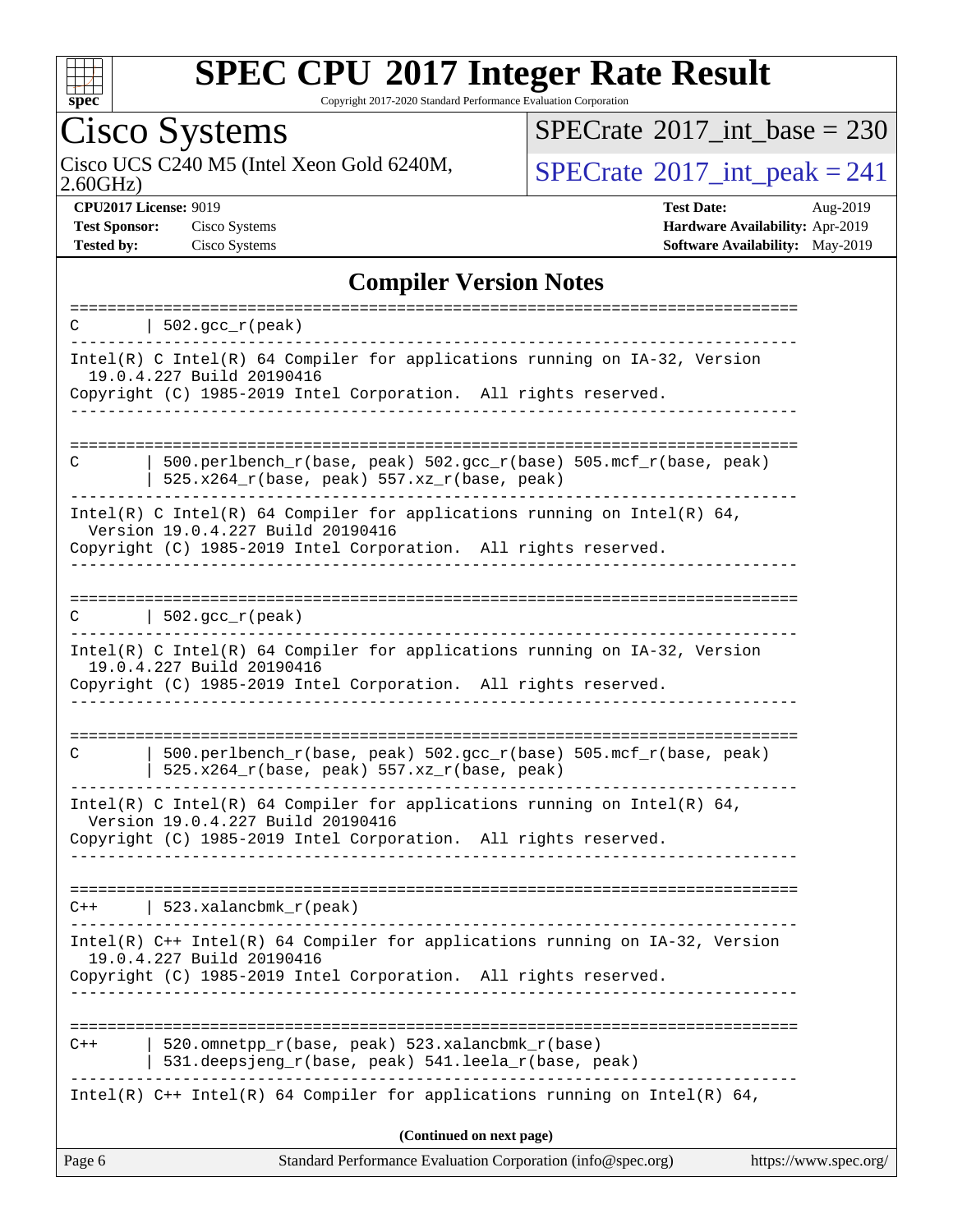## Compiler Version Notes

```
==============================================================================
C       | 502.gcc_r(peak)
------------------------------------------------------------------------------
Intel(R) C Intel(R) 64 Compiler for applications running on IA-32, Version
  19.0.4.227 Build 20190416
Copyright (C) 1985-2019 Intel Corporation.  All rights reserved.
------------------------------------------------------------------------------

==============================================================================
C       | 500.perlbench_r(base, peak) 502.gcc_r(base) 505.mcf_r(base, peak)
        | 525.x264_r(base, peak) 557.xz_r(base, peak)
------------------------------------------------------------------------------
Intel(R) C Intel(R) 64 Compiler for applications running on Intel(R) 64,
  Version 19.0.4.227 Build 20190416
Copyright (C) 1985-2019 Intel Corporation.  All rights reserved.
------------------------------------------------------------------------------

==============================================================================
C       | 502.gcc_r(peak)
------------------------------------------------------------------------------
Intel(R) C Intel(R) 64 Compiler for applications running on IA-32, Version
  19.0.4.227 Build 20190416
Copyright (C) 1985-2019 Intel Corporation.  All rights reserved.
------------------------------------------------------------------------------

==============================================================================
C       | 500.perlbench_r(base, peak) 502.gcc_r(base) 505.mcf_r(base, peak)
        | 525.x264_r(base, peak) 557.xz_r(base, peak)
------------------------------------------------------------------------------
Intel(R) C Intel(R) 64 Compiler for applications running on Intel(R) 64,
  Version 19.0.4.227 Build 20190416
Copyright (C) 1985-2019 Intel Corporation.  All rights reserved.
------------------------------------------------------------------------------

==============================================================================
C++     | 523.xalancbmk_r(peak)
------------------------------------------------------------------------------
Intel(R) C++ Intel(R) 64 Compiler for applications running on IA-32, Version
  19.0.4.227 Build 20190416
Copyright (C) 1985-2019 Intel Corporation.  All rights reserved.
------------------------------------------------------------------------------

==============================================================================
C++     | 520.omnetpp_r(base, peak) 523.xalancbmk_r(base)
        | 531.deepsjeng_r(base, peak) 541.leela_r(base, peak)
------------------------------------------------------------------------------
Intel(R) C++ Intel(R) 64 Compiler for applications running on Intel(R) 64,
```

(Continued on next page)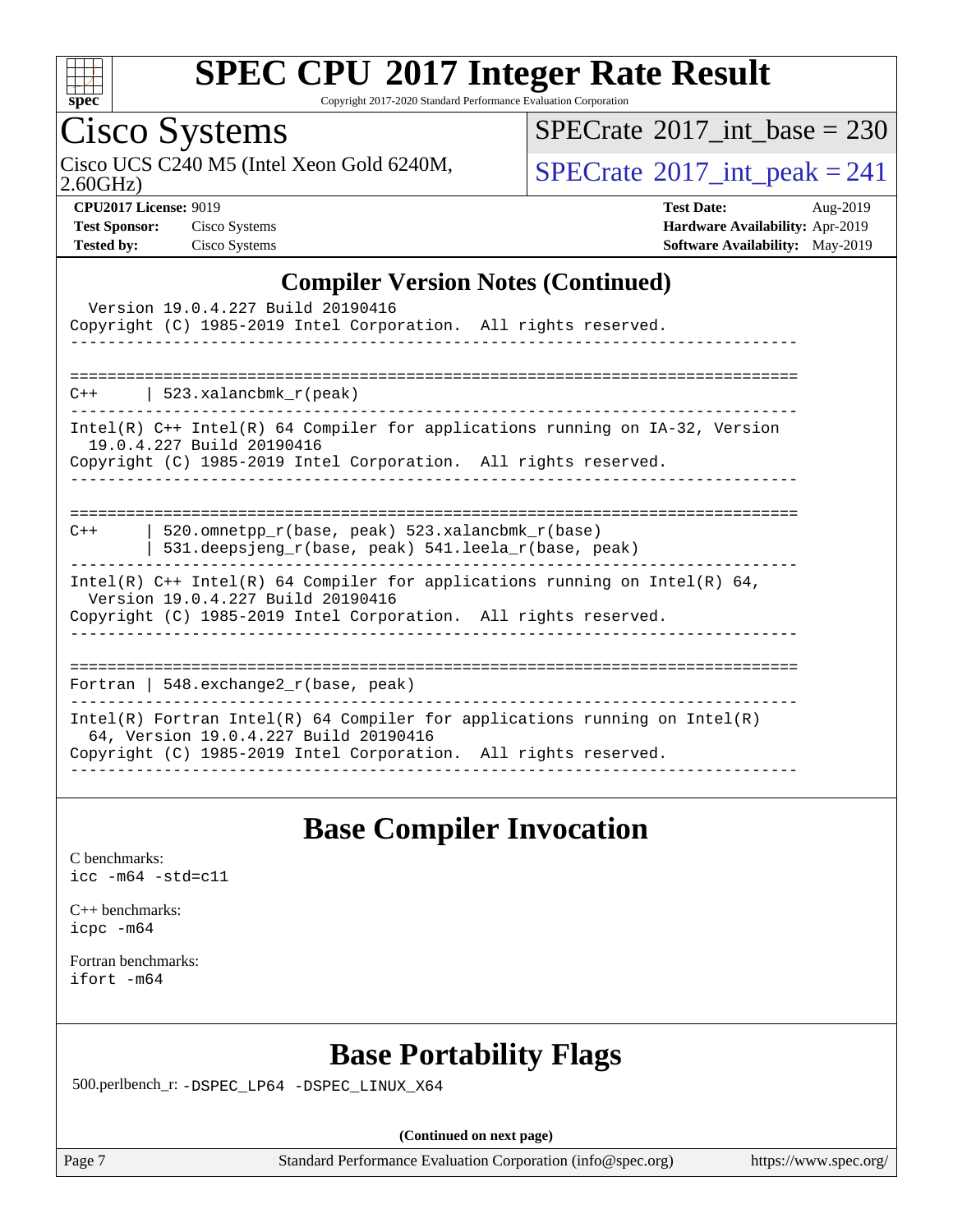## Compiler Version Notes (Continued)

```
  Version 19.0.4.227 Build 20190416
Copyright (C) 1985-2019 Intel Corporation.  All rights reserved.
------------------------------------------------------------------------------

==============================================================================
C++      | 523.xalancbmk_r(peak)
------------------------------------------------------------------------------
Intel(R) C++ Intel(R) 64 Compiler for applications running on IA-32, Version
  19.0.4.227 Build 20190416
Copyright (C) 1985-2019 Intel Corporation.  All rights reserved.
------------------------------------------------------------------------------

==============================================================================
C++      | 520.omnetpp_r(base, peak) 523.xalancbmk_r(base)
         | 531.deepsjeng_r(base, peak) 541.leela_r(base, peak)
------------------------------------------------------------------------------
Intel(R) C++ Intel(R) 64 Compiler for applications running on Intel(R) 64,
  Version 19.0.4.227 Build 20190416
Copyright (C) 1985-2019 Intel Corporation.  All rights reserved.
------------------------------------------------------------------------------

==============================================================================
Fortran | 548.exchange2_r(base, peak)
------------------------------------------------------------------------------
Intel(R) Fortran Intel(R) 64 Compiler for applications running on Intel(R)
  64, Version 19.0.4.227 Build 20190416
Copyright (C) 1985-2019 Intel Corporation.  All rights reserved.
------------------------------------------------------------------------------
```

## Base Compiler Invocation

C benchmarks:
icc -m64 -std=c11

C++ benchmarks:
icpc -m64

Fortran benchmarks:
ifort -m64

## Base Portability Flags

500.perlbench_r: -DSPEC_LP64 -DSPEC_LINUX_X64

**(Continued on next page)**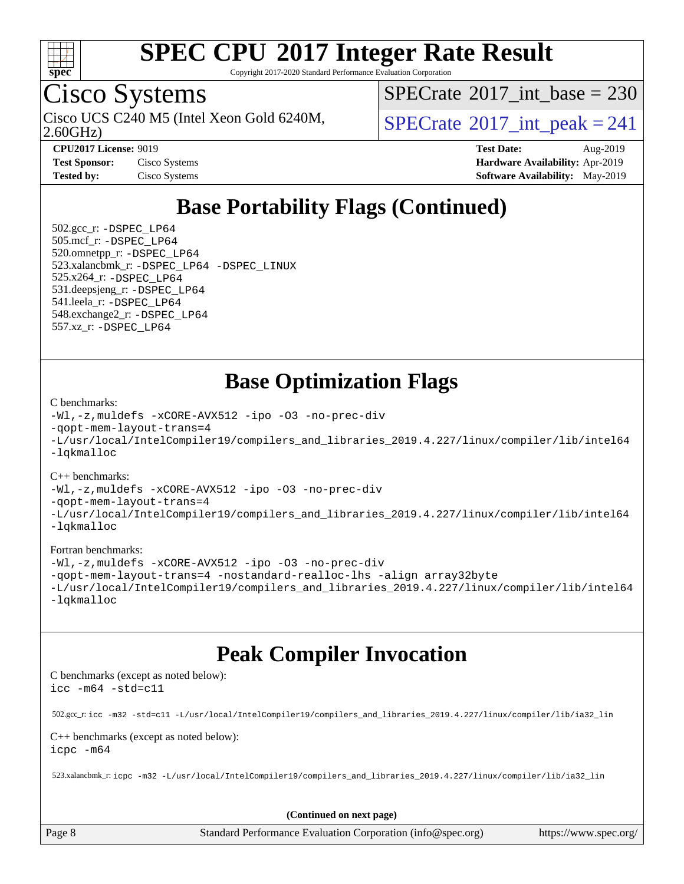# Base Portability Flags (Continued)

502.gcc_r: -DSPEC_LP64
505.mcf_r: -DSPEC_LP64
520.omnetpp_r: -DSPEC_LP64
523.xalancbmk_r: -DSPEC_LP64 -DSPEC_LINUX
525.x264_r: -DSPEC_LP64
531.deepsjeng_r: -DSPEC_LP64
541.leela_r: -DSPEC_LP64
548.exchange2_r: -DSPEC_LP64
557.xz_r: -DSPEC_LP64

# Base Optimization Flags

C benchmarks:

```
-Wl,-z,muldefs -xCORE-AVX512 -ipo -O3 -no-prec-div
-qopt-mem-layout-trans=4
-L/usr/local/IntelCompiler19/compilers_and_libraries_2019.4.227/linux/compiler/lib/intel64
-lqkmalloc
```

C++ benchmarks:

```
-Wl,-z,muldefs -xCORE-AVX512 -ipo -O3 -no-prec-div
-qopt-mem-layout-trans=4
-L/usr/local/IntelCompiler19/compilers_and_libraries_2019.4.227/linux/compiler/lib/intel64
-lqkmalloc
```

Fortran benchmarks:

```
-Wl,-z,muldefs -xCORE-AVX512 -ipo -O3 -no-prec-div
-qopt-mem-layout-trans=4 -nostandard-realloc-lhs -align array32byte
-L/usr/local/IntelCompiler19/compilers_and_libraries_2019.4.227/linux/compiler/lib/intel64
-lqkmalloc
```

# Peak Compiler Invocation

C benchmarks (except as noted below):

```
icc -m64 -std=c11
```

502.gcc_r: icc -m32 -std=c11 -L/usr/local/IntelCompiler19/compilers_and_libraries_2019.4.227/linux/compiler/lib/ia32_lin

C++ benchmarks (except as noted below):

```
icpc -m64
```

523.xalancbmk_r: icpc -m32 -L/usr/local/IntelCompiler19/compilers_and_libraries_2019.4.227/linux/compiler/lib/ia32_lin

**(Continued on next page)**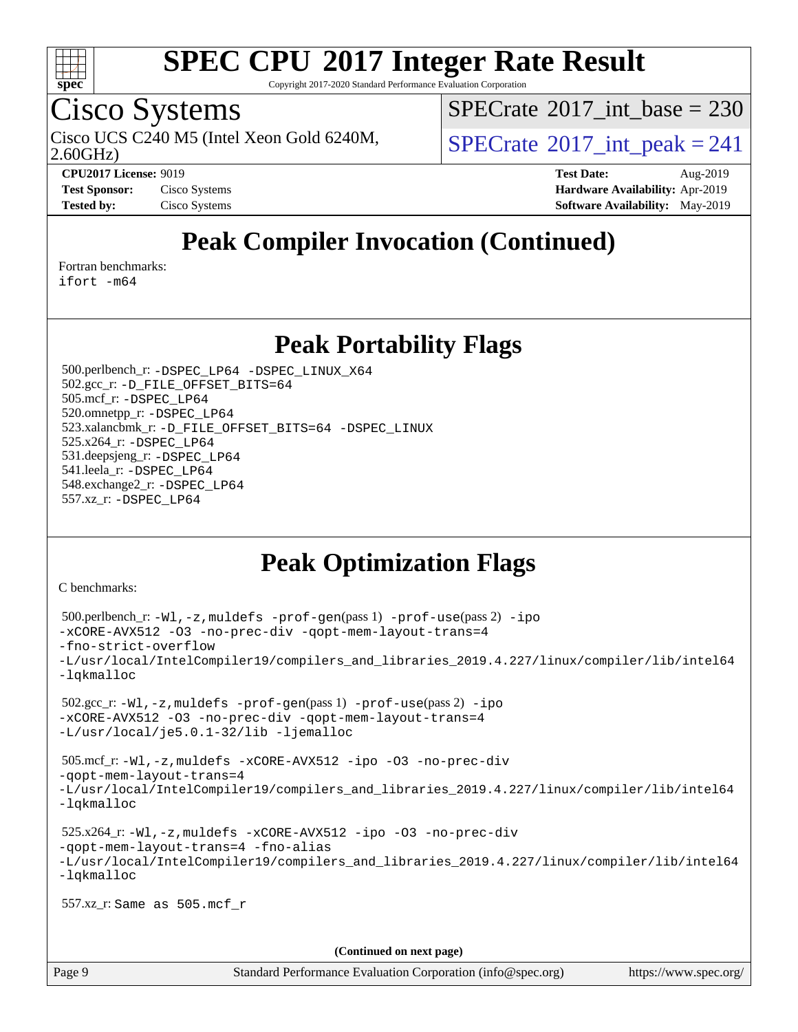# Peak Compiler Invocation (Continued)

Fortran benchmarks:
ifort -m64

# Peak Portability Flags

500.perlbench_r: -DSPEC_LP64 -DSPEC_LINUX_X64
502.gcc_r: -D_FILE_OFFSET_BITS=64
505.mcf_r: -DSPEC_LP64
520.omnetpp_r: -DSPEC_LP64
523.xalancbmk_r: -D_FILE_OFFSET_BITS=64 -DSPEC_LINUX
525.x264_r: -DSPEC_LP64
531.deepsjeng_r: -DSPEC_LP64
541.leela_r: -DSPEC_LP64
548.exchange2_r: -DSPEC_LP64
557.xz_r: -DSPEC_LP64

# Peak Optimization Flags

C benchmarks:

500.perlbench_r: -Wl,-z,muldefs -prof-gen(pass 1) -prof-use(pass 2) -ipo -xCORE-AVX512 -O3 -no-prec-div -qopt-mem-layout-trans=4 -fno-strict-overflow -L/usr/local/IntelCompiler19/compilers_and_libraries_2019.4.227/linux/compiler/lib/intel64 -lqkmalloc

502.gcc_r: -Wl,-z,muldefs -prof-gen(pass 1) -prof-use(pass 2) -ipo -xCORE-AVX512 -O3 -no-prec-div -qopt-mem-layout-trans=4 -L/usr/local/je5.0.1-32/lib -ljemalloc

505.mcf_r: -Wl,-z,muldefs -xCORE-AVX512 -ipo -O3 -no-prec-div -qopt-mem-layout-trans=4 -L/usr/local/IntelCompiler19/compilers_and_libraries_2019.4.227/linux/compiler/lib/intel64 -lqkmalloc

525.x264_r: -Wl,-z,muldefs -xCORE-AVX512 -ipo -O3 -no-prec-div -qopt-mem-layout-trans=4 -fno-alias -L/usr/local/IntelCompiler19/compilers_and_libraries_2019.4.227/linux/compiler/lib/intel64 -lqkmalloc

557.xz_r: Same as 505.mcf_r

**(Continued on next page)**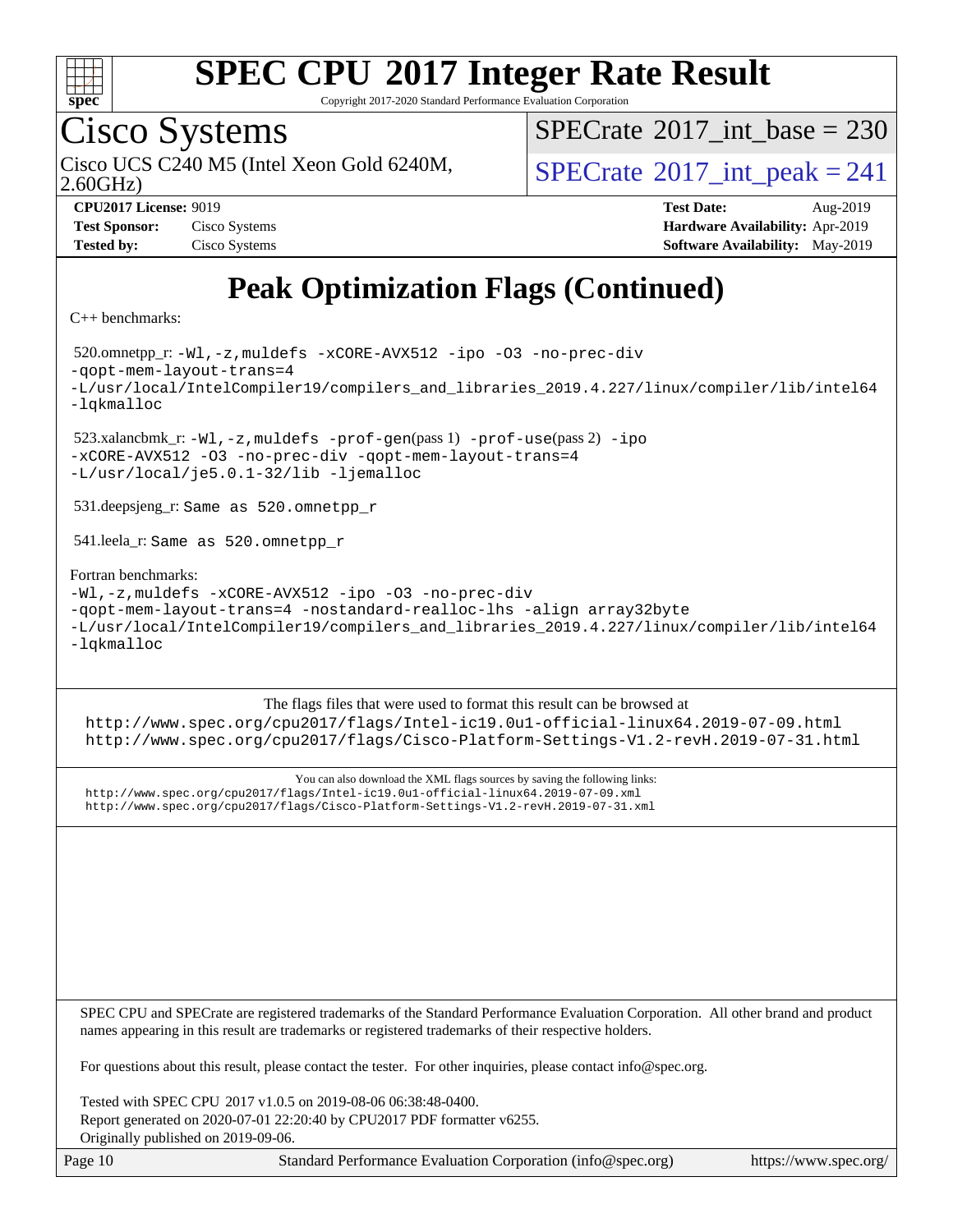# Peak Optimization Flags (Continued)

C++ benchmarks:

520.omnetpp_r: -Wl,-z,muldefs -xCORE-AVX512 -ipo -O3 -no-prec-div
-qopt-mem-layout-trans=4
-L/usr/local/IntelCompiler19/compilers_and_libraries_2019.4.227/linux/compiler/lib/intel64
-lqkmalloc

523.xalancbmk_r: -Wl,-z,muldefs -prof-gen(pass 1) -prof-use(pass 2) -ipo
-xCORE-AVX512 -O3 -no-prec-div -qopt-mem-layout-trans=4
-L/usr/local/je5.0.1-32/lib -ljemalloc

531.deepsjeng_r: Same as 520.omnetpp_r

541.leela_r: Same as 520.omnetpp_r

Fortran benchmarks:

-Wl,-z,muldefs -xCORE-AVX512 -ipo -O3 -no-prec-div
-qopt-mem-layout-trans=4 -nostandard-realloc-lhs -align array32byte
-L/usr/local/IntelCompiler19/compilers_and_libraries_2019.4.227/linux/compiler/lib/intel64
-lqkmalloc

The flags files that were used to format this result can be browsed at
http://www.spec.org/cpu2017/flags/Intel-ic19.0u1-official-linux64.2019-07-09.html
http://www.spec.org/cpu2017/flags/Cisco-Platform-Settings-V1.2-revH.2019-07-31.html

You can also download the XML flags sources by saving the following links:
http://www.spec.org/cpu2017/flags/Intel-ic19.0u1-official-linux64.2019-07-09.xml
http://www.spec.org/cpu2017/flags/Cisco-Platform-Settings-V1.2-revH.2019-07-31.xml

SPEC CPU and SPECrate are registered trademarks of the Standard Performance Evaluation Corporation. All other brand and product names appearing in this result are trademarks or registered trademarks of their respective holders.

For questions about this result, please contact the tester. For other inquiries, please contact info@spec.org.

Tested with SPEC CPU 2017 v1.0.5 on 2019-08-06 06:38:48-0400.
Report generated on 2020-07-01 22:20:40 by CPU2017 PDF formatter v6255.
Originally published on 2019-09-06.